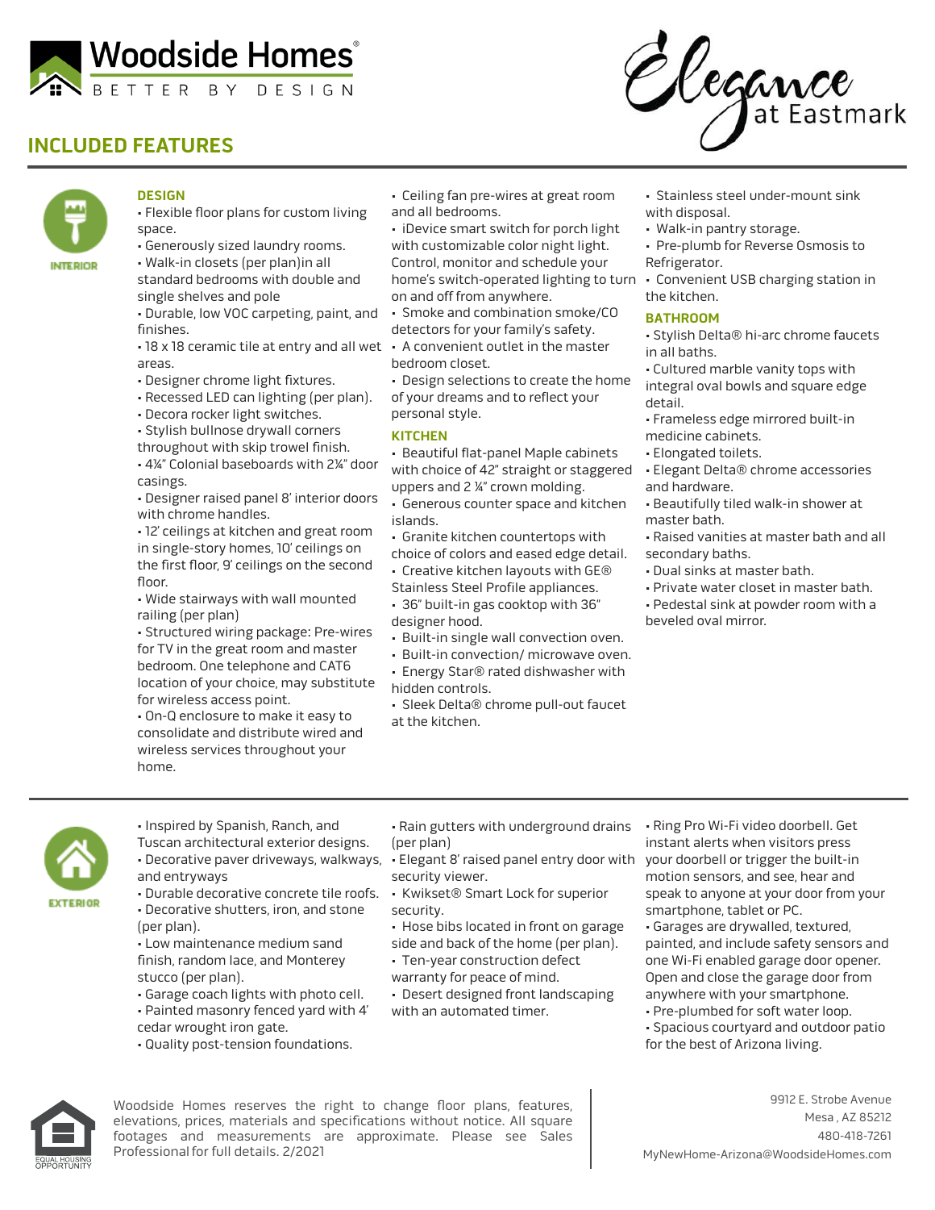# Woodside Homes

BETTER BY DESIGN

Elegance at Eastmark

## INCLUDED FEATURES

### INTERIOR

#### DESIGN

- Flexible floor plans for custom living space.
- Generously sized laundry rooms.
- Walk-in closets (per plan)in all standard bedrooms with double and single shelves and pole
- Durable, low VOC carpeting, paint, and finishes.
- 18 x 18 ceramic tile at entry and all wet areas.
- Designer chrome light fixtures.
- Recessed LED can lighting (per plan).
- Decora rocker light switches.
- Stylish bullnose drywall corners throughout with skip trowel finish.
- 4¼" Colonial baseboards with 2¼" door casings.
- Designer raised panel 8' interior doors with chrome handles.
- 12' ceilings at kitchen and great room in single-story homes, 10' ceilings on the first floor, 9' ceilings on the second floor.
- Wide stairways with wall mounted railing (per plan)
- Structured wiring package: Pre-wires for TV in the great room and master bedroom. One telephone and CAT6 location of your choice, may substitute for wireless access point.
- On-Q enclosure to make it easy to consolidate and distribute wired and wireless services throughout your home.
- Ceiling fan pre-wires at great room and all bedrooms.
- iDevice smart switch for porch light with customizable color night light. Control, monitor and schedule your home's switch-operated lighting to turn on and off from anywhere.
- Smoke and combination smoke/CO detectors for your family's safety.
- A convenient outlet in the master bedroom closet.
- Design selections to create the home of your dreams and to reflect your personal style.

#### KITCHEN

- Beautiful flat-panel Maple cabinets with choice of 42" straight or staggered uppers and 2 ¼" crown molding.
- Generous counter space and kitchen islands.
- Granite kitchen countertops with choice of colors and eased edge detail.
- Creative kitchen layouts with GE® Stainless Steel Profile appliances.
- 36" built-in gas cooktop with 36" designer hood.
- Built-in single wall convection oven.
- Built-in convection/ microwave oven.
- Energy Star® rated dishwasher with hidden controls.
- Sleek Delta® chrome pull-out faucet at the kitchen.
- Stainless steel under-mount sink with disposal.
- Walk-in pantry storage.
- Pre-plumb for Reverse Osmosis to Refrigerator.
- Convenient USB charging station in the kitchen.

#### BATHROOM

- Stylish Delta® hi-arc chrome faucets in all baths.
- Cultured marble vanity tops with integral oval bowls and square edge detail.
- Frameless edge mirrored built-in medicine cabinets.
- Elongated toilets.
- Elegant Delta® chrome accessories and hardware.
- Beautifully tiled walk-in shower at master bath.
- Raised vanities at master bath and all secondary baths.
- Dual sinks at master bath.
- Private water closet in master bath.
- Pedestal sink at powder room with a beveled oval mirror.

### EXTERIOR

- Inspired by Spanish, Ranch, and Tuscan architectural exterior designs.
- Decorative paver driveways, walkways, and entryways
- Durable decorative concrete tile roofs.
- Decorative shutters, iron, and stone (per plan).
- Low maintenance medium sand finish, random lace, and Monterey stucco (per plan).
- Garage coach lights with photo cell.
- Painted masonry fenced yard with 4' cedar wrought iron gate.
- Quality post-tension foundations.
- Rain gutters with underground drains (per plan)
- Elegant 8' raised panel entry door with security viewer.
- Kwikset® Smart Lock for superior security.
- Hose bibs located in front on garage side and back of the home (per plan).
- Ten-year construction defect warranty for peace of mind.
- Desert designed front landscaping with an automated timer.
- Ring Pro Wi-Fi video doorbell. Get instant alerts when visitors press your doorbell or trigger the built-in motion sensors, and see, hear and speak to anyone at your door from your smartphone, tablet or PC.
- Garages are drywalled, textured, painted, and include safety sensors and one Wi-Fi enabled garage door opener. Open and close the garage door from anywhere with your smartphone.
- Pre-plumbed for soft water loop.
- Spacious courtyard and outdoor patio for the best of Arizona living.

EQUAL HOUSING OPPORTUNITY

Woodside Homes reserves the right to change floor plans, features, elevations, prices, materials and specifications without notice. All square footages and measurements are approximate. Please see Sales Professional for full details. 2/2021

9912 E. Strobe Avenue
Mesa , AZ 85212
480-418-7261
MyNewHome-Arizona@WoodsideHomes.com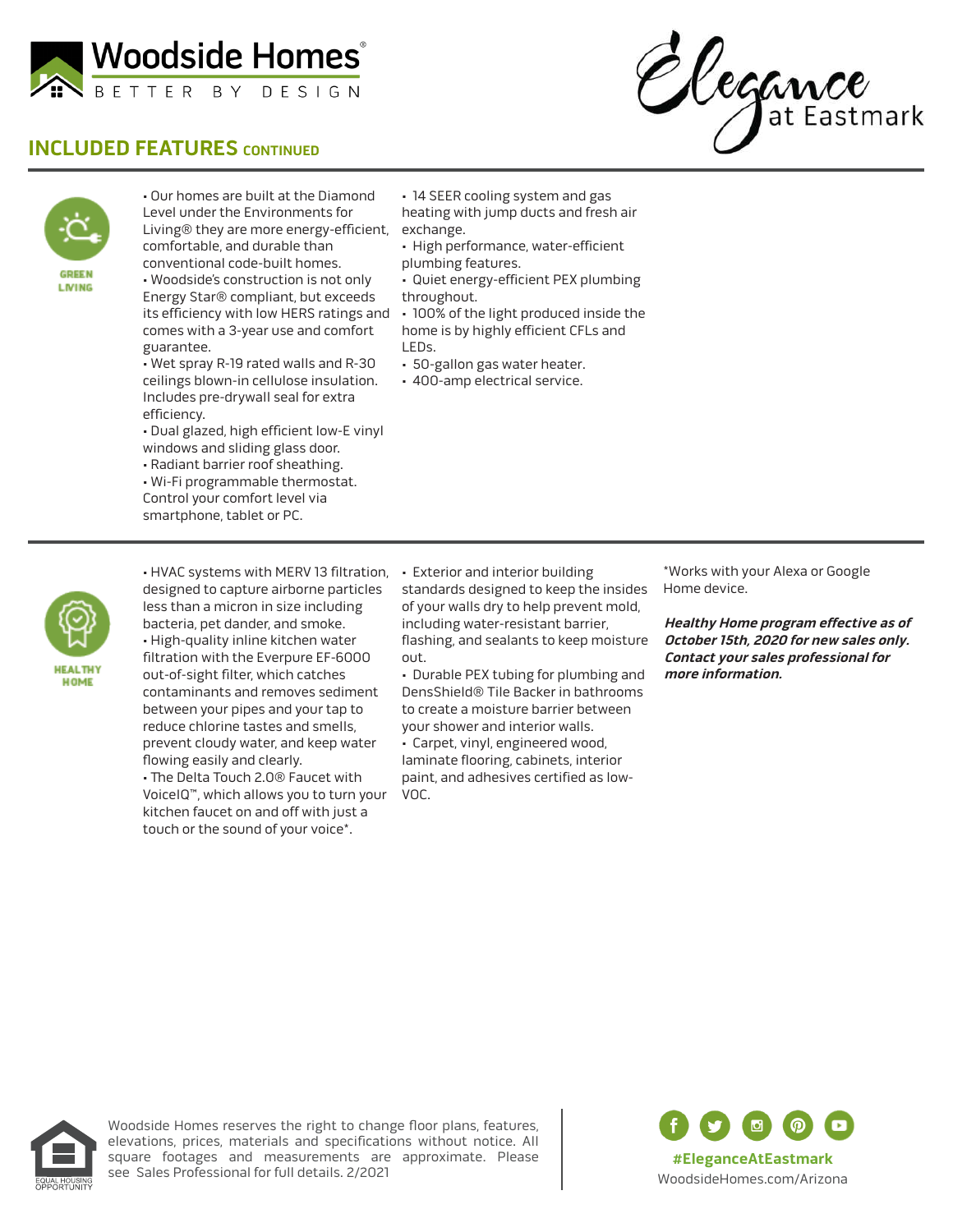# INCLUDED FEATURES CONTINUED

### GREEN LIVING

- Our homes are built at the Diamond Level under the Environments for Living® they are more energy-efficient, comfortable, and durable than conventional code-built homes.
- Woodside's construction is not only Energy Star® compliant, but exceeds its efficiency with low HERS ratings and comes with a 3-year use and comfort guarantee.
- Wet spray R-19 rated walls and R-30 ceilings blown-in cellulose insulation. Includes pre-drywall seal for extra efficiency.
- Dual glazed, high efficient low-E vinyl windows and sliding glass door.
- Radiant barrier roof sheathing.
- Wi-Fi programmable thermostat. Control your comfort level via smartphone, tablet or PC.
- 14 SEER cooling system and gas heating with jump ducts and fresh air exchange.
- High performance, water-efficient plumbing features.
- Quiet energy-efficient PEX plumbing throughout.
- 100% of the light produced inside the home is by highly efficient CFLs and LEDs.
- 50-gallon gas water heater.
- 400-amp electrical service.

### HEALTHY HOME

- HVAC systems with MERV 13 filtration, designed to capture airborne particles less than a micron in size including bacteria, pet dander, and smoke.
- High-quality inline kitchen water filtration with the Everpure EF-6000 out-of-sight filter, which catches contaminants and removes sediment between your pipes and your tap to reduce chlorine tastes and smells, prevent cloudy water, and keep water flowing easily and clearly.
- The Delta Touch 2.0® Faucet with VoiceIQ™, which allows you to turn your kitchen faucet on and off with just a touch or the sound of your voice*.
- Exterior and interior building standards designed to keep the insides of your walls dry to help prevent mold, including water-resistant barrier, flashing, and sealants to keep moisture out.
- Durable PEX tubing for plumbing and DensShield® Tile Backer in bathrooms to create a moisture barrier between your shower and interior walls.
- Carpet, vinyl, engineered wood, laminate flooring, cabinets, interior paint, and adhesives certified as low-VOC.

*Works with your Alexa or Google Home device.

***Healthy Home program effective as of October 15th, 2020 for new sales only. Contact your sales professional for more information.***

Woodside Homes reserves the right to change floor plans, features, elevations, prices, materials and specifications without notice. All square footages and measurements are approximate. Please see Sales Professional for full details. 2/2021

#EleganceAtEastmark

WoodsideHomes.com/Arizona